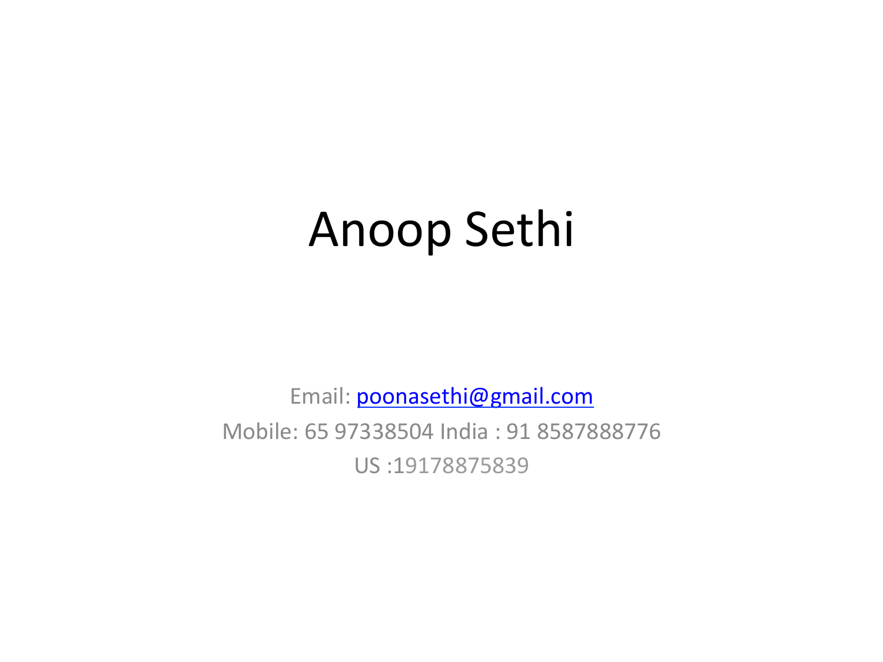# Anoop Sethi

Email: poonasethi@gmail.com

Mobile: 65 97338504 India : 91 8587888776

US :19178875839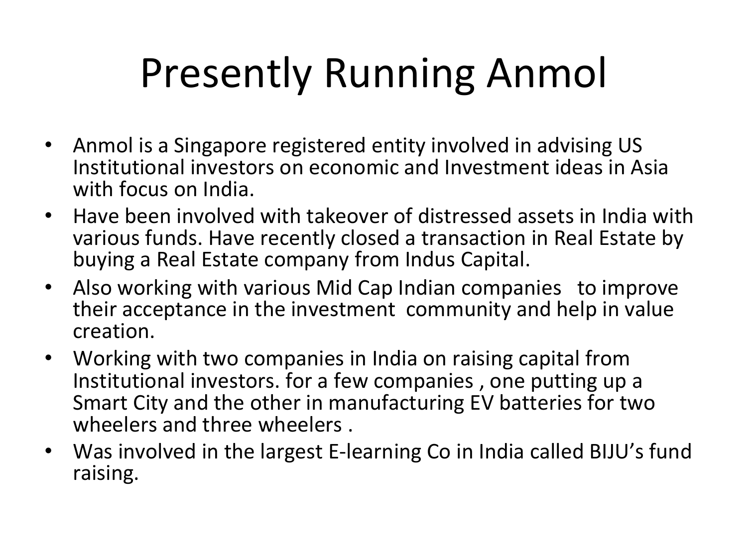# Presently Running Anmol

- Anmol is a Singapore registered entity involved in advising US Institutional investors on economic and Investment ideas in Asia with focus on India.
- Have been involved with takeover of distressed assets in India with various funds. Have recently closed a transaction in Real Estate by buying a Real Estate company from Indus Capital.
- Also working with various Mid Cap Indian companies to improve their acceptance in the investment community and help in value creation.
- Working with two companies in India on raising capital from Institutional investors. for a few companies , one putting up a Smart City and the other in manufacturing EV batteries for two wheelers and three wheelers .
- Was involved in the largest E-learning Co in India called BIJU's fund raising.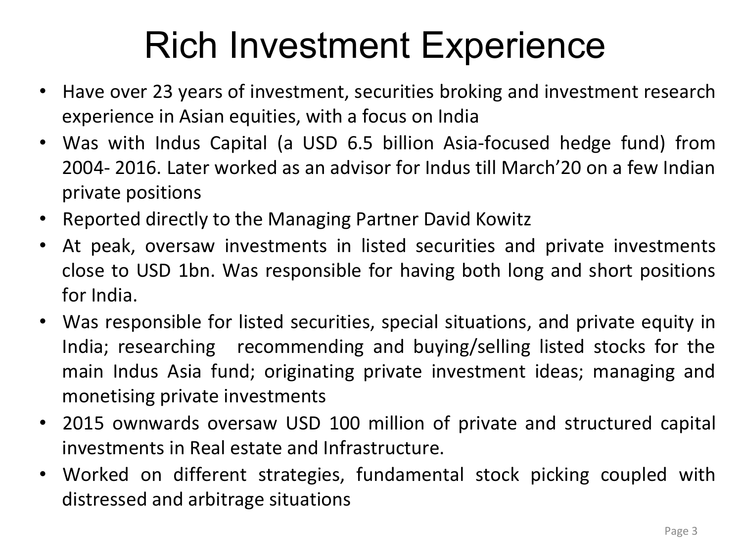# Rich Investment Experience

- Have over 23 years of investment, securities broking and investment research experience in Asian equities, with a focus on India
- Was with Indus Capital (a USD 6.5 billion Asia-focused hedge fund) from 2004- 2016. Later worked as an advisor for Indus till March'20 on a few Indian private positions
- Reported directly to the Managing Partner David Kowitz
- At peak, oversaw investments in listed securities and private investments close to USD 1bn. Was responsible for having both long and short positions for India.
- Was responsible for listed securities, special situations, and private equity in India; researching recommending and buying/selling listed stocks for the main Indus Asia fund; originating private investment ideas; managing and monetising private investments
- 2015 ownwards oversaw USD 100 million of private and structured capital investments in Real estate and Infrastructure.
- Worked on different strategies, fundamental stock picking coupled with distressed and arbitrage situations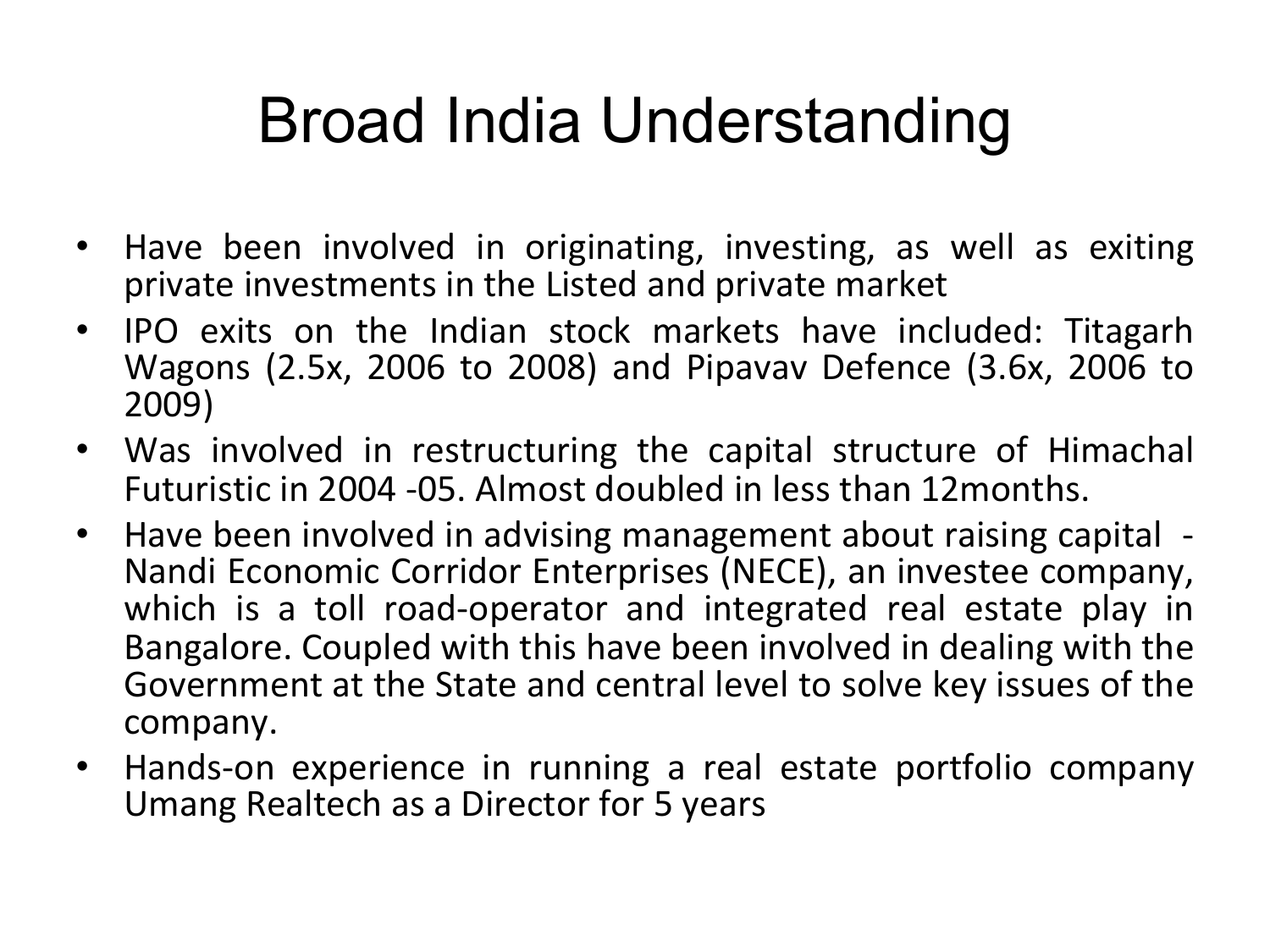# Broad India Understanding

- Have been involved in originating, investing, as well as exiting private investments in the Listed and private market
- IPO exits on the Indian stock markets have included: Titagarh Wagons (2.5x, 2006 to 2008) and Pipavav Defence (3.6x, 2006 to 2009)
- Was involved in restructuring the capital structure of Himachal Futuristic in 2004 -05. Almost doubled in less than 12months.
- Have been involved in advising management about raising capital - Nandi Economic Corridor Enterprises (NECE), an investee company, which is a toll road-operator and integrated real estate play in Bangalore. Coupled with this have been involved in dealing with the Government at the State and central level to solve key issues of the company.
- Hands-on experience in running a real estate portfolio company Umang Realtech as a Director for 5 years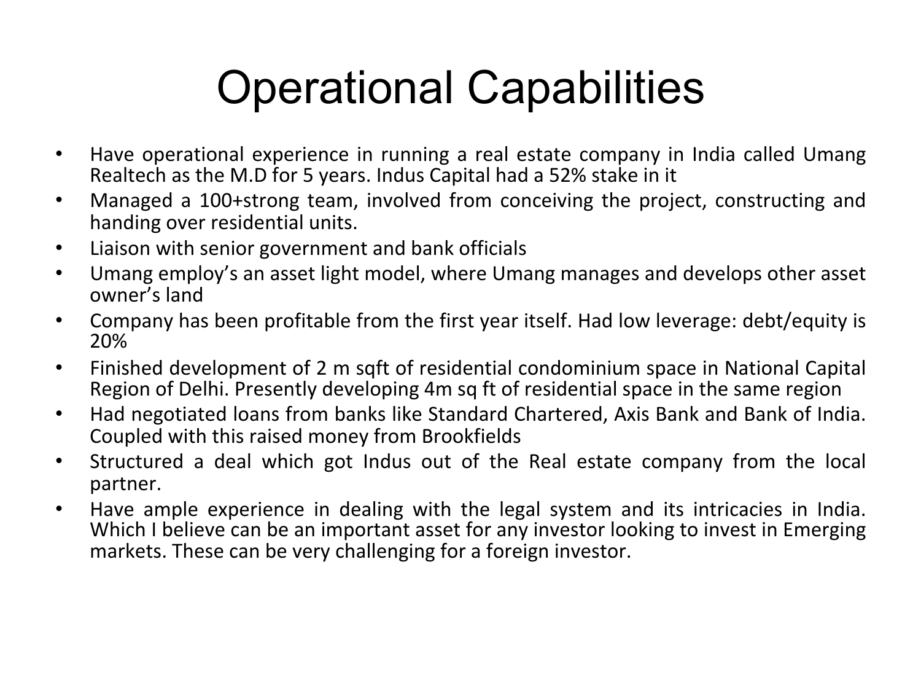# Operational Capabilities

- Have operational experience in running a real estate company in India called Umang Realtech as the M.D for 5 years. Indus Capital had a 52% stake in it
- Managed a 100+strong team, involved from conceiving the project, constructing and handing over residential units.
- Liaison with senior government and bank officials
- Umang employ's an asset light model, where Umang manages and develops other asset owner's land
- Company has been profitable from the first year itself. Had low leverage: debt/equity is 20%
- Finished development of 2 m sqft of residential condominium space in National Capital Region of Delhi. Presently developing 4m sq ft of residential space in the same region
- Had negotiated loans from banks like Standard Chartered, Axis Bank and Bank of India. Coupled with this raised money from Brookfields
- Structured a deal which got Indus out of the Real estate company from the local partner.
- Have ample experience in dealing with the legal system and its intricacies in India. Which I believe can be an important asset for any investor looking to invest in Emerging markets. These can be very challenging for a foreign investor.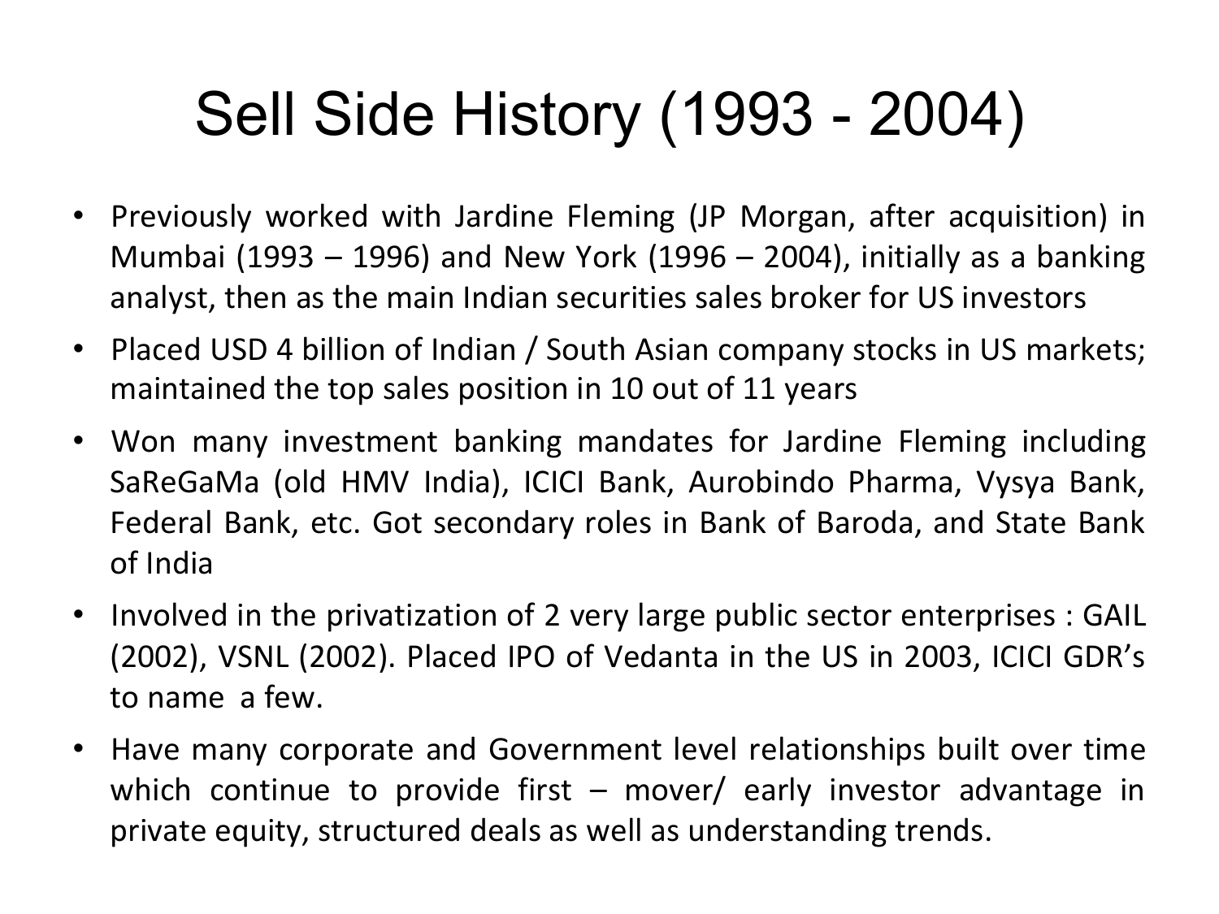# Sell Side History (1993 - 2004)

- Previously worked with Jardine Fleming (JP Morgan, after acquisition) in Mumbai (1993 – 1996) and New York (1996 – 2004), initially as a banking analyst, then as the main Indian securities sales broker for US investors
- Placed USD 4 billion of Indian / South Asian company stocks in US markets; maintained the top sales position in 10 out of 11 years
- Won many investment banking mandates for Jardine Fleming including SaReGaMa (old HMV India), ICICI Bank, Aurobindo Pharma, Vysya Bank, Federal Bank, etc. Got secondary roles in Bank of Baroda, and State Bank of India
- Involved in the privatization of 2 very large public sector enterprises : GAIL (2002), VSNL (2002). Placed IPO of Vedanta in the US in 2003, ICICI GDR's to name a few.
- Have many corporate and Government level relationships built over time which continue to provide first – mover/ early investor advantage in private equity, structured deals as well as understanding trends.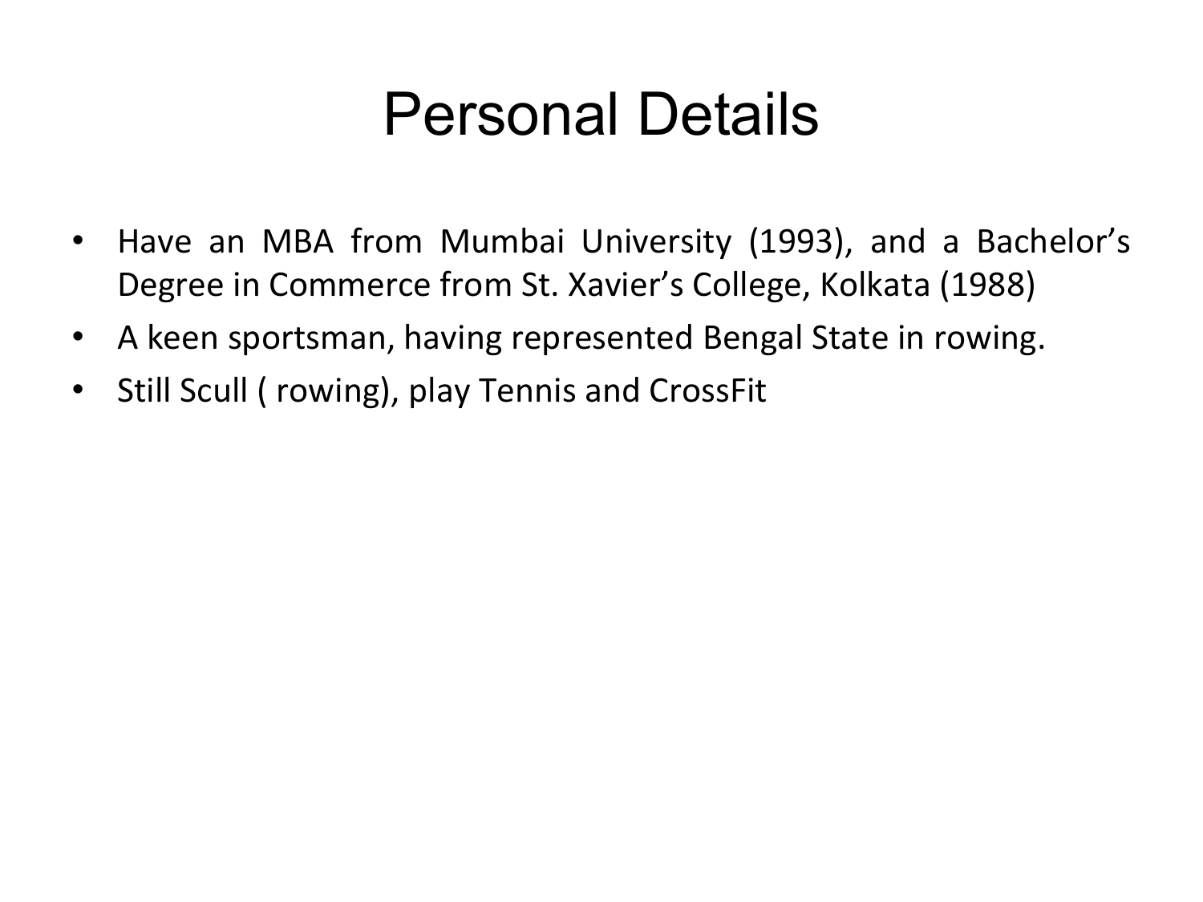# Personal Details

- Have an MBA from Mumbai University (1993), and a Bachelor's Degree in Commerce from St. Xavier's College, Kolkata (1988)
- A keen sportsman, having represented Bengal State in rowing.
- Still Scull ( rowing), play Tennis and CrossFit